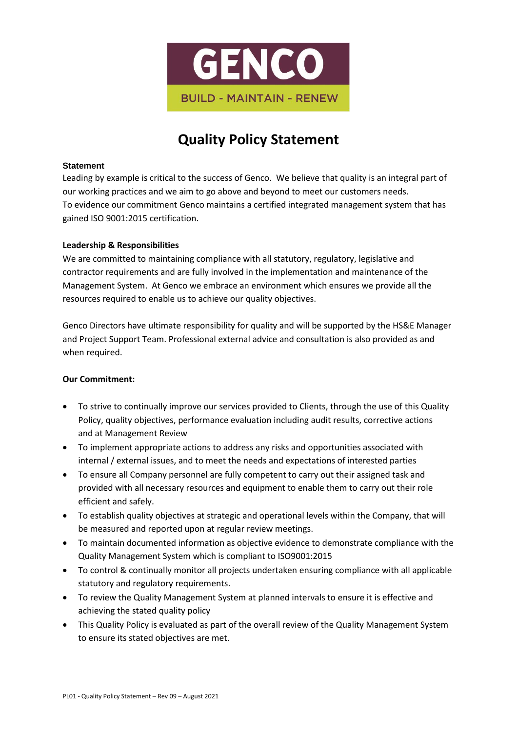GENCO

BUILD - MAINTAIN - RENEW

# Quality Policy Statement

**Statement**

Leading by example is critical to the success of Genco. We believe that quality is an integral part of our working practices and we aim to go above and beyond to meet our customers needs. To evidence our commitment Genco maintains a certified integrated management system that has gained ISO 9001:2015 certification.

**Leadership & Responsibilities**

We are committed to maintaining compliance with all statutory, regulatory, legislative and contractor requirements and are fully involved in the implementation and maintenance of the Management System. At Genco we embrace an environment which ensures we provide all the resources required to enable us to achieve our quality objectives.

Genco Directors have ultimate responsibility for quality and will be supported by the HS&E Manager and Project Support Team. Professional external advice and consultation is also provided as and when required.

**Our Commitment:**

- To strive to continually improve our services provided to Clients, through the use of this Quality Policy, quality objectives, performance evaluation including audit results, corrective actions and at Management Review
- To implement appropriate actions to address any risks and opportunities associated with internal / external issues, and to meet the needs and expectations of interested parties
- To ensure all Company personnel are fully competent to carry out their assigned task and provided with all necessary resources and equipment to enable them to carry out their role efficient and safely.
- To establish quality objectives at strategic and operational levels within the Company, that will be measured and reported upon at regular review meetings.
- To maintain documented information as objective evidence to demonstrate compliance with the Quality Management System which is compliant to ISO9001:2015
- To control & continually monitor all projects undertaken ensuring compliance with all applicable statutory and regulatory requirements.
- To review the Quality Management System at planned intervals to ensure it is effective and achieving the stated quality policy
- This Quality Policy is evaluated as part of the overall review of the Quality Management System to ensure its stated objectives are met.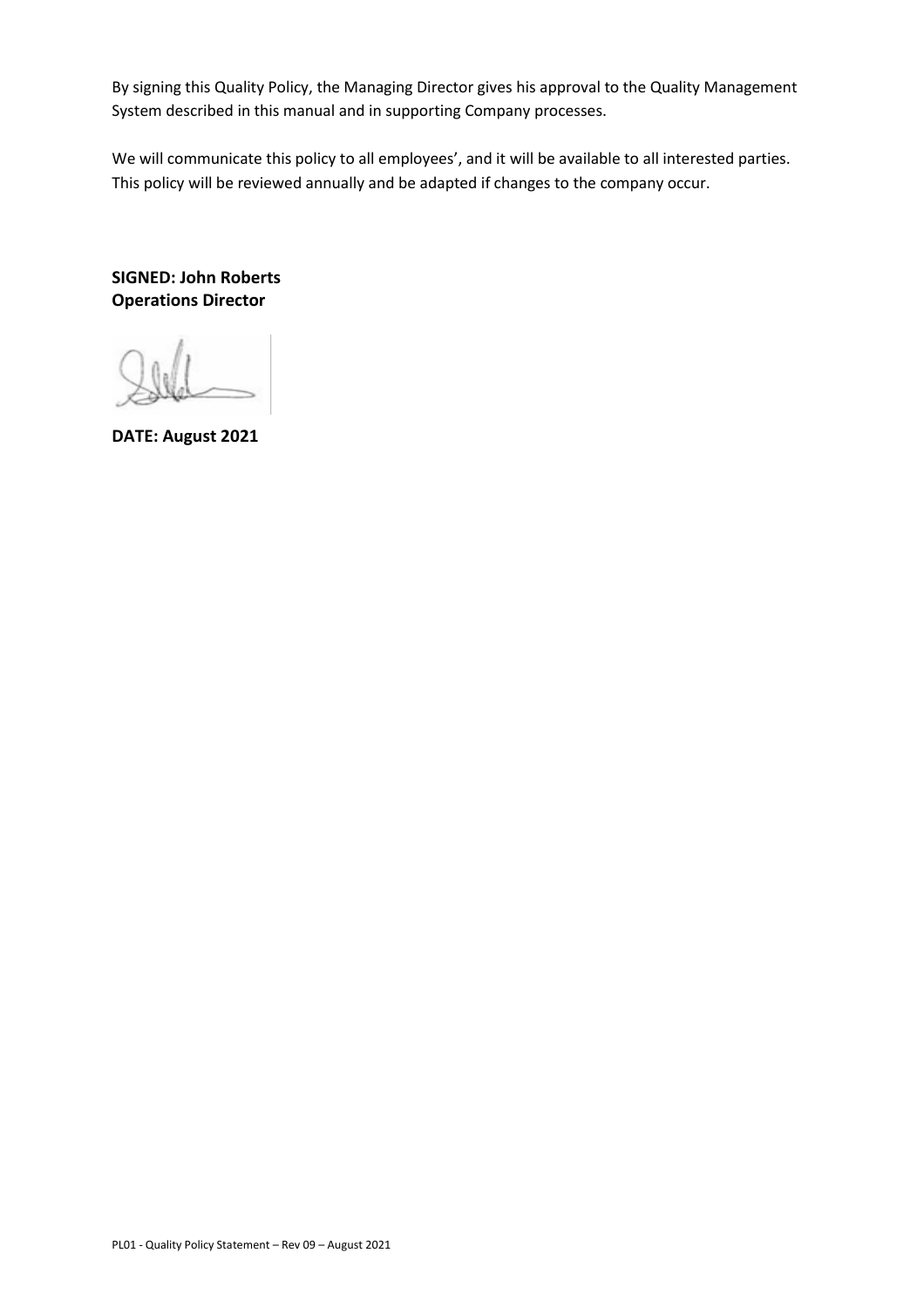By signing this Quality Policy, the Managing Director gives his approval to the Quality Management System described in this manual and in supporting Company processes.

We will communicate this policy to all employees', and it will be available to all interested parties. This policy will be reviewed annually and be adapted if changes to the company occur.

**SIGNED: John Roberts**
**Operations Director**

**DATE: August 2021**

PL01 - Quality Policy Statement – Rev 09 – August 2021